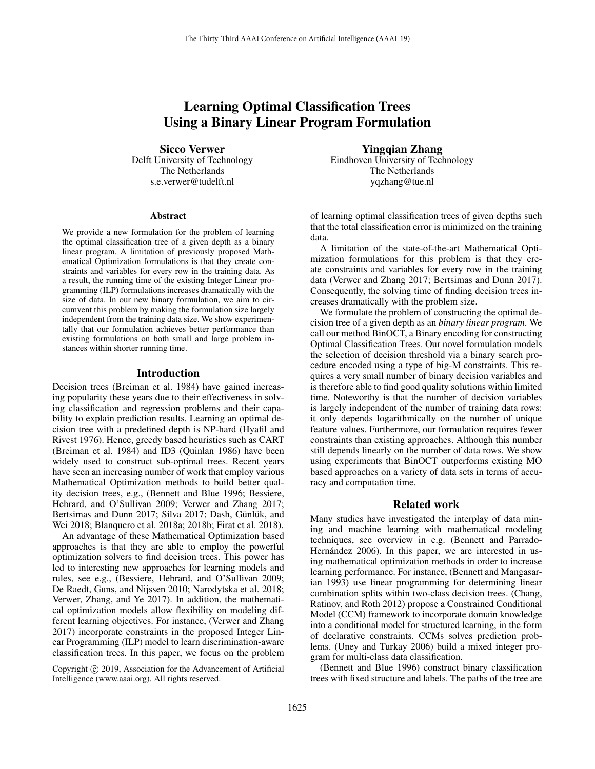# Learning Optimal Classification Trees Using a Binary Linear Program Formulation

**Sicco Verwer**
Delft University of Technology
The Netherlands
s.e.verwer@tudelft.nl

**Yingqian Zhang**
Eindhoven University of Technology
The Netherlands
yqzhang@tue.nl

### Abstract

We provide a new formulation for the problem of learning the optimal classification tree of a given depth as a binary linear program. A limitation of previously proposed Mathematical Optimization formulations is that they create constraints and variables for every row in the training data. As a result, the running time of the existing Integer Linear programming (ILP) formulations increases dramatically with the size of data. In our new binary formulation, we aim to circumvent this problem by making the formulation size largely independent from the training data size. We show experimentally that our formulation achieves better performance than existing formulations on both small and large problem instances within shorter running time.

## Introduction

Decision trees (Breiman et al. 1984) have gained increasing popularity these years due to their effectiveness in solving classification and regression problems and their capability to explain prediction results. Learning an optimal decision tree with a predefined depth is NP-hard (Hyafil and Rivest 1976). Hence, greedy based heuristics such as CART (Breiman et al. 1984) and ID3 (Quinlan 1986) have been widely used to construct sub-optimal trees. Recent years have seen an increasing number of work that employ various Mathematical Optimization methods to build better quality decision trees, e.g., (Bennett and Blue 1996; Bessiere, Hebrard, and O'Sullivan 2009; Verwer and Zhang 2017; Bertsimas and Dunn 2017; Silva 2017; Dash, Günlük, and Wei 2018; Blanquero et al. 2018a; 2018b; Firat et al. 2018).

An advantage of these Mathematical Optimization based approaches is that they are able to employ the powerful optimization solvers to find decision trees. This power has led to interesting new approaches for learning models and rules, see e.g., (Bessiere, Hebrard, and O'Sullivan 2009; De Raedt, Guns, and Nijssen 2010; Narodytska et al. 2018; Verwer, Zhang, and Ye 2017). In addition, the mathematical optimization models allow flexibility on modeling different learning objectives. For instance, (Verwer and Zhang 2017) incorporate constraints in the proposed Integer Linear Programming (ILP) model to learn discrimination-aware classification trees. In this paper, we focus on the problem of learning optimal classification trees of given depths such that the total classification error is minimized on the training data.

A limitation of the state-of-the-art Mathematical Optimization formulations for this problem is that they create constraints and variables for every row in the training data (Verwer and Zhang 2017; Bertsimas and Dunn 2017). Consequently, the solving time of finding decision trees increases dramatically with the problem size.

We formulate the problem of constructing the optimal decision tree of a given depth as an *binary linear program*. We call our method BinOCT, a Binary encoding for constructing Optimal Classification Trees. Our novel formulation models the selection of decision threshold via a binary search procedure encoded using a type of big-M constraints. This requires a very small number of binary decision variables and is therefore able to find good quality solutions within limited time. Noteworthy is that the number of decision variables is largely independent of the number of training data rows: it only depends logarithmically on the number of unique feature values. Furthermore, our formulation requires fewer constraints than existing approaches. Although this number still depends linearly on the number of data rows. We show using experiments that BinOCT outperforms existing MO based approaches on a variety of data sets in terms of accuracy and computation time.

## Related work

Many studies have investigated the interplay of data mining and machine learning with mathematical modeling techniques, see overview in e.g. (Bennett and Parrado-Hernández 2006). In this paper, we are interested in using mathematical optimization methods in order to increase learning performance. For instance, (Bennett and Mangasarian 1993) use linear programming for determining linear combination splits within two-class decision trees. (Chang, Ratinov, and Roth 2012) propose a Constrained Conditional Model (CCM) framework to incorporate domain knowledge into a conditional model for structured learning, in the form of declarative constraints. CCMs solves prediction problems. (Uney and Turkay 2006) build a mixed integer program for multi-class data classification.

(Bennett and Blue 1996) construct binary classification trees with fixed structure and labels. The paths of the tree are

Copyright © 2019, Association for the Advancement of Artificial Intelligence (www.aaai.org). All rights reserved.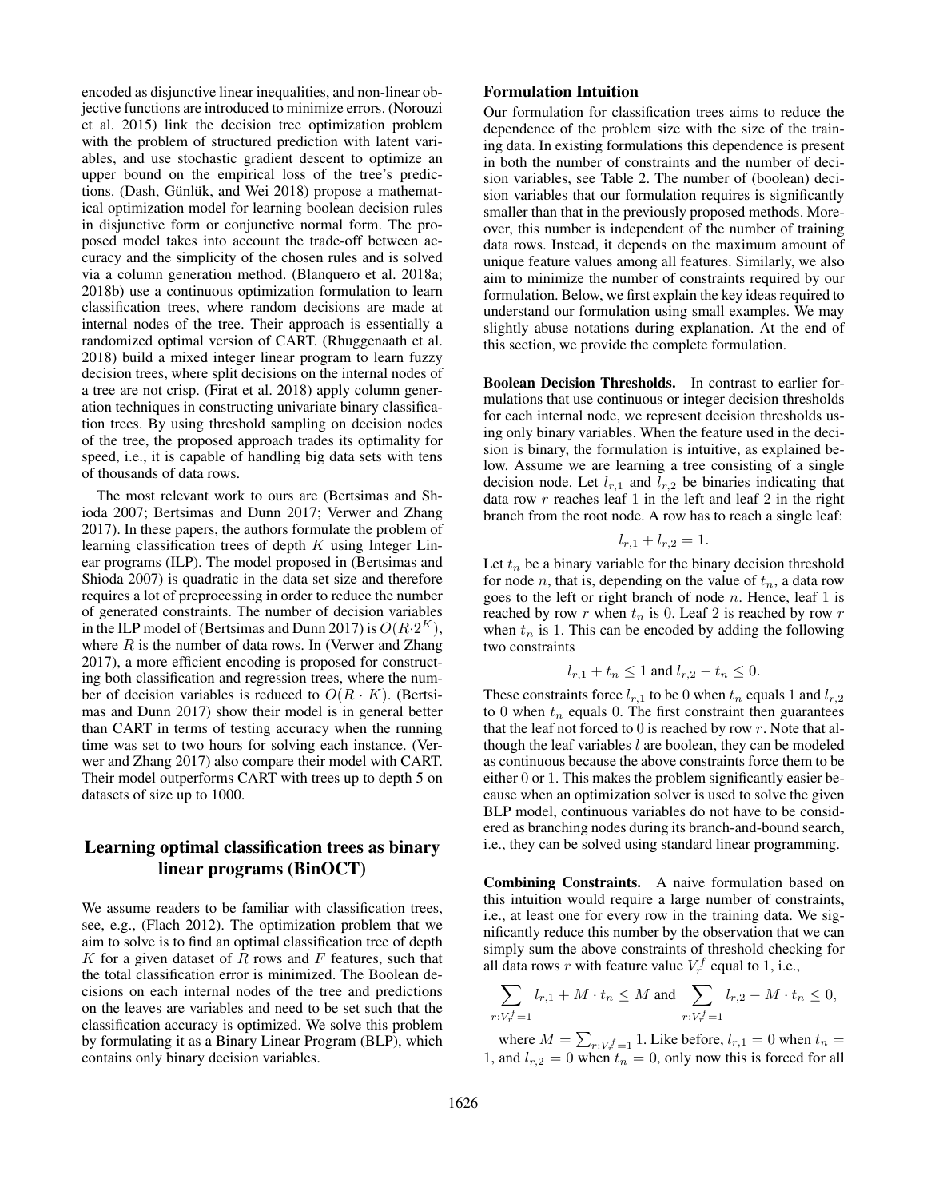encoded as disjunctive linear inequalities, and non-linear objective functions are introduced to minimize errors. (Norouzi et al. 2015) link the decision tree optimization problem with the problem of structured prediction with latent variables, and use stochastic gradient descent to optimize an upper bound on the empirical loss of the tree's predictions. (Dash, Günlük, and Wei 2018) propose a mathematical optimization model for learning boolean decision rules in disjunctive form or conjunctive normal form. The proposed model takes into account the trade-off between accuracy and the simplicity of the chosen rules and is solved via a column generation method. (Blanquero et al. 2018a; 2018b) use a continuous optimization formulation to learn classification trees, where random decisions are made at internal nodes of the tree. Their approach is essentially a randomized optimal version of CART. (Rhuggenaath et al. 2018) build a mixed integer linear program to learn fuzzy decision trees, where split decisions on the internal nodes of a tree are not crisp. (Firat et al. 2018) apply column generation techniques in constructing univariate binary classification trees. By using threshold sampling on decision nodes of the tree, the proposed approach trades its optimality for speed, i.e., it is capable of handling big data sets with tens of thousands of data rows.

The most relevant work to ours are (Bertsimas and Shioda 2007; Bertsimas and Dunn 2017; Verwer and Zhang 2017). In these papers, the authors formulate the problem of learning classification trees of depth $K$ using Integer Linear programs (ILP). The model proposed in (Bertsimas and Shioda 2007) is quadratic in the data set size and therefore requires a lot of preprocessing in order to reduce the number of generated constraints. The number of decision variables in the ILP model of (Bertsimas and Dunn 2017) is $O(R \cdot 2^K)$, where $R$ is the number of data rows. In (Verwer and Zhang 2017), a more efficient encoding is proposed for constructing both classification and regression trees, where the number of decision variables is reduced to $O(R \cdot K)$. (Bertsimas and Dunn 2017) show their model is in general better than CART in terms of testing accuracy when the running time was set to two hours for solving each instance. (Verwer and Zhang 2017) also compare their model with CART. Their model outperforms CART with trees up to depth 5 on datasets of size up to 1000.

## Learning optimal classification trees as binary linear programs (BinOCT)

We assume readers to be familiar with classification trees, see, e.g., (Flach 2012). The optimization problem that we aim to solve is to find an optimal classification tree of depth $K$ for a given dataset of $R$ rows and $F$ features, such that the total classification error is minimized. The Boolean decisions on each internal nodes of the tree and predictions on the leaves are variables and need to be set such that the classification accuracy is optimized. We solve this problem by formulating it as a Binary Linear Program (BLP), which contains only binary decision variables.

### Formulation Intuition

Our formulation for classification trees aims to reduce the dependence of the problem size with the size of the training data. In existing formulations this dependence is present in both the number of constraints and the number of decision variables, see Table 2. The number of (boolean) decision variables that our formulation requires is significantly smaller than that in the previously proposed methods. Moreover, this number is independent of the number of training data rows. Instead, it depends on the maximum amount of unique feature values among all features. Similarly, we also aim to minimize the number of constraints required by our formulation. Below, we first explain the key ideas required to understand our formulation using small examples. We may slightly abuse notations during explanation. At the end of this section, we provide the complete formulation.

**Boolean Decision Thresholds.** In contrast to earlier formulations that use continuous or integer decision thresholds for each internal node, we represent decision thresholds using only binary variables. When the feature used in the decision is binary, the formulation is intuitive, as explained below. Assume we are learning a tree consisting of a single decision node. Let $l_{r,1}$ and $l_{r,2}$ be binaries indicating that data row $r$ reaches leaf 1 in the left and leaf 2 in the right branch from the root node. A row has to reach a single leaf:

$$l_{r,1} + l_{r,2} = 1.$$

Let $t_n$ be a binary variable for the binary decision threshold for node $n$, that is, depending on the value of $t_n$, a data row goes to the left or right branch of node $n$. Hence, leaf 1 is reached by row $r$ when $t_n$ is 0. Leaf 2 is reached by row $r$ when $t_n$ is 1. This can be encoded by adding the following two constraints

$$l_{r,1} + t_n \leq 1 \text{ and } l_{r,2} - t_n \leq 0.$$

These constraints force $l_{r,1}$ to be 0 when $t_n$ equals 1 and $l_{r,2}$ to 0 when $t_n$ equals 0. The first constraint then guarantees that the leaf not forced to 0 is reached by row $r$. Note that although the leaf variables $l$ are boolean, they can be modeled as continuous because the above constraints force them to be either 0 or 1. This makes the problem significantly easier because when an optimization solver is used to solve the given BLP model, continuous variables do not have to be considered as branching nodes during its branch-and-bound search, i.e., they can be solved using standard linear programming.

**Combining Constraints.** A naive formulation based on this intuition would require a large number of constraints, i.e., at least one for every row in the training data. We significantly reduce this number by the observation that we can simply sum the above constraints of threshold checking for all data rows $r$ with feature value $V_r^f$ equal to 1, i.e.,

$$\sum_{r:V_r^f=1} l_{r,1} + M \cdot t_n \leq M \text{ and } \sum_{r:V_r^f=1} l_{r,2} - M \cdot t_n \leq 0,$$

where $M = \sum_{r:V_r^f=1} 1$. Like before, $l_{r,1} = 0$ when $t_n = 1$, and $l_{r,2} = 0$ when $t_n = 0$, only now this is forced for all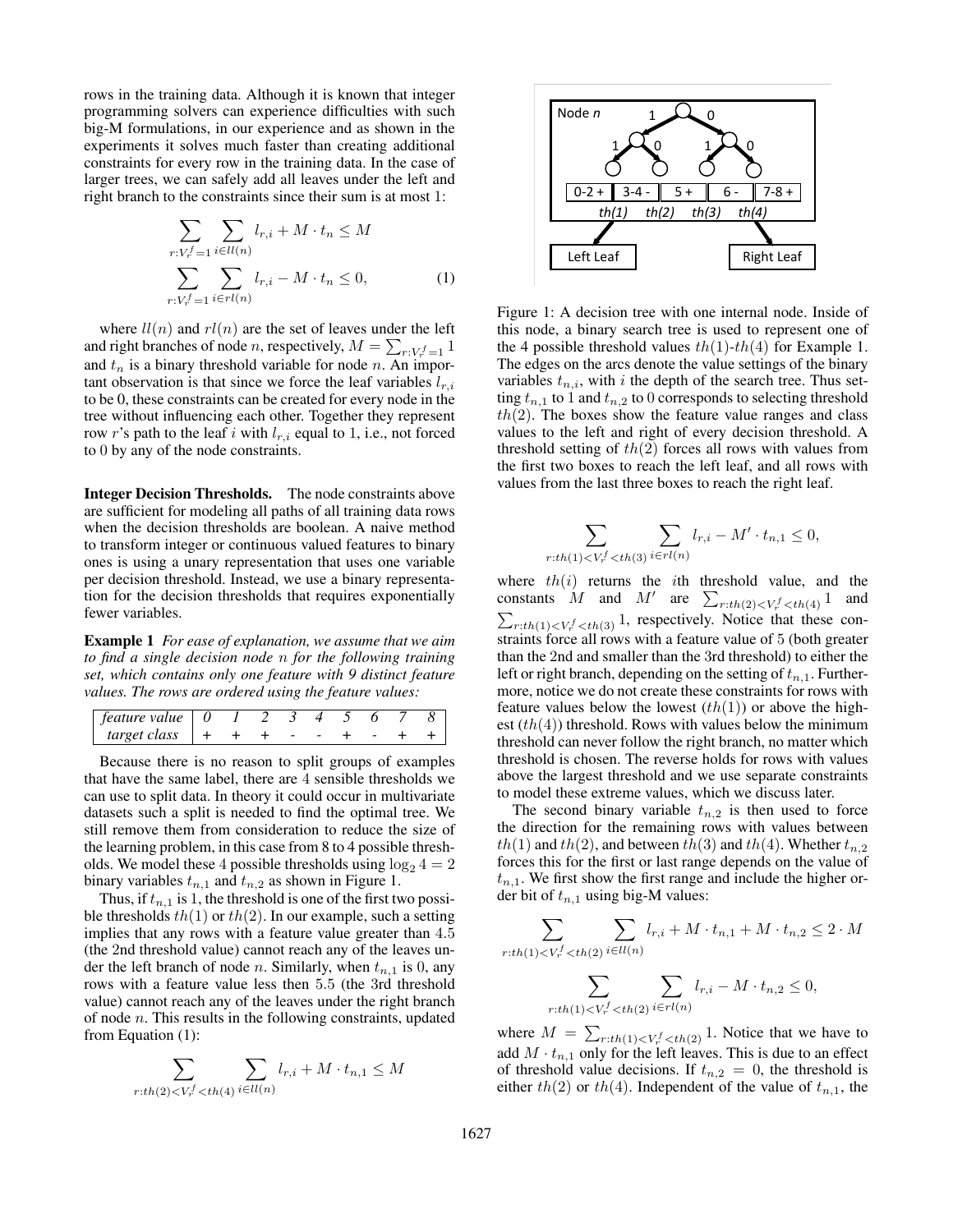rows in the training data. Although it is known that integer programming solvers can experience difficulties with such big-M formulations, in our experience and as shown in the experiments it solves much faster than creating additional constraints for every row in the training data. In the case of larger trees, we can safely add all leaves under the left and right branch to the constraints since their sum is at most 1:

$$\sum_{r:V_r^f=1} \sum_{i \in ll(n)} l_{r,i} + M \cdot t_n \leq M$$

$$\sum_{r:V_r^f=1} \sum_{i \in rl(n)} l_{r,i} - M \cdot t_n \leq 0, \quad (1)$$

where $ll(n)$ and $rl(n)$ are the set of leaves under the left and right branches of node $n$, respectively, $M = \sum_{r:V_r^f=1} 1$ and $t_n$ is a binary threshold variable for node $n$. An important observation is that since we force the leaf variables $l_{r,i}$ to be 0, these constraints can be created for every node in the tree without influencing each other. Together they represent row $r$'s path to the leaf $i$ with $l_{r,i}$ equal to 1, i.e., not forced to 0 by any of the node constraints.

**Integer Decision Thresholds.** The node constraints above are sufficient for modeling all paths of all training data rows when the decision thresholds are boolean. A naive method to transform integer or continuous valued features to binary ones is using a unary representation that uses one variable per decision threshold. Instead, we use a binary representation for the decision thresholds that requires exponentially fewer variables.

**Example 1** *For ease of explanation, we assume that we aim to find a single decision node n for the following training set, which contains only one feature with 9 distinct feature values. The rows are ordered using the feature values:*

| *feature value* | *0* | *1* | *2* | *3* | *4* | *5* | *6* | *7* | *8* |
|---|---|---|---|---|---|---|---|---|---|
| *target class* | + | + | + | - | - | + | - | + | + |

Because there is no reason to split groups of examples that have the same label, there are 4 sensible thresholds we can use to split data. In theory it could occur in multivariate datasets such a split is needed to find the optimal tree. We still remove them from consideration to reduce the size of the learning problem, in this case from 8 to 4 possible thresholds. We model these 4 possible thresholds using $\log_2 4 = 2$ binary variables $t_{n,1}$ and $t_{n,2}$ as shown in Figure 1.

Thus, if $t_{n,1}$ is 1, the threshold is one of the first two possible thresholds $th(1)$ or $th(2)$. In our example, such a setting implies that any rows with a feature value greater than 4.5 (the 2nd threshold value) cannot reach any of the leaves under the left branch of node $n$. Similarly, when $t_{n,1}$ is 0, any rows with a feature value less then 5.5 (the 3rd threshold value) cannot reach any of the leaves under the right branch of node $n$. This results in the following constraints, updated from Equation (1):

$$\sum_{r:th(2)<V_r^f<th(4)} \sum_{i \in ll(n)} l_{r,i} + M \cdot t_{n,1} \leq M$$

Figure 1: A decision tree with one internal node. Inside of this node, a binary search tree is used to represent one of the 4 possible threshold values $th(1)$-$th(4)$ for Example 1. The edges on the arcs denote the value settings of the binary variables $t_{n,i}$, with $i$ the depth of the search tree. Thus setting $t_{n,1}$ to 1 and $t_{n,2}$ to 0 corresponds to selecting threshold $th(2)$. The boxes show the feature value ranges and class values to the left and right of every decision threshold. A threshold setting of $th(2)$ forces all rows with values from the first two boxes to reach the left leaf, and all rows with values from the last three boxes to reach the right leaf.

$$\sum_{r:th(1)<V_r^f<th(3)} \sum_{i \in rl(n)} l_{r,i} - M' \cdot t_{n,1} \leq 0,$$

where $th(i)$ returns the $i$th threshold value, and the constants $M$ and $M'$ are $\sum_{r:th(2)<V_r^f<th(4)} 1$ and $\sum_{r:th(1)<V_r^f<th(3)} 1$, respectively. Notice that these constraints force all rows with a feature value of 5 (both greater than the 2nd and smaller than the 3rd threshold) to either the left or right branch, depending on the setting of $t_{n,1}$. Furthermore, notice we do not create these constraints for rows with feature values below the lowest ($th(1)$) or above the highest ($th(4)$) threshold. Rows with values below the minimum threshold can never follow the right branch, no matter which threshold is chosen. The reverse holds for rows with values above the largest threshold and we use separate constraints to model these extreme values, which we discuss later.

The second binary variable $t_{n,2}$ is then used to force the direction for the remaining rows with values between $th(1)$ and $th(2)$, and between $th(3)$ and $th(4)$. Whether $t_{n,2}$ forces this for the first or last range depends on the value of $t_{n,1}$. We first show the first range and include the higher order bit of $t_{n,1}$ using big-M values:

$$\sum_{r:th(1)<V_r^f<th(2)} \sum_{i \in ll(n)} l_{r,i} + M \cdot t_{n,1} + M \cdot t_{n,2} \leq 2 \cdot M$$

$$\sum_{r:th(1)<V_r^f<th(2)} \sum_{i \in rl(n)} l_{r,i} - M \cdot t_{n,2} \leq 0,$$

where $M = \sum_{r:th(1)<V_r^f<th(2)} 1$. Notice that we have to add $M \cdot t_{n,1}$ only for the left leaves. This is due to an effect of threshold value decisions. If $t_{n,2} = 0$, the threshold is either $th(2)$ or $th(4)$. Independent of the value of $t_{n,1}$, the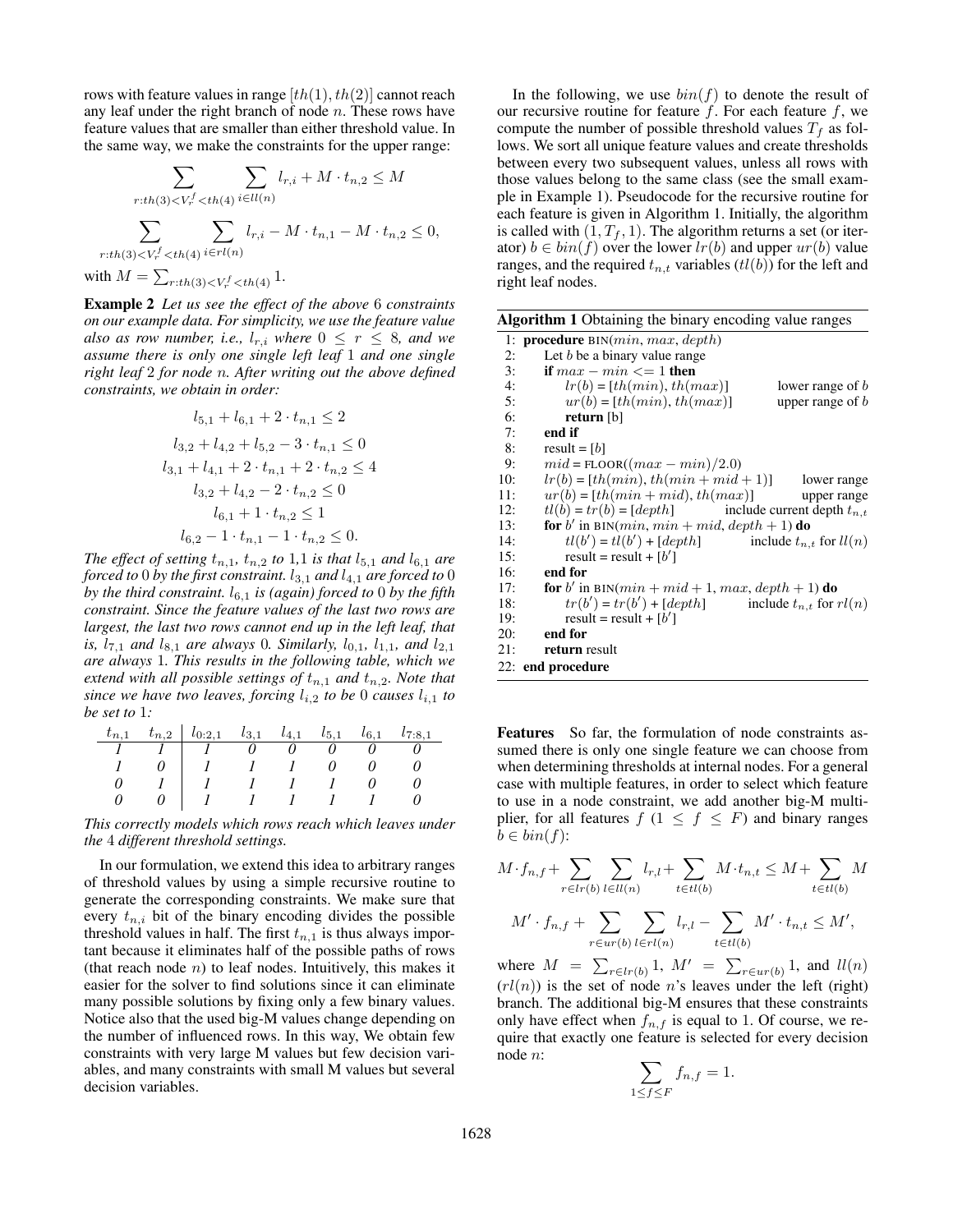rows with feature values in range $[th(1), th(2)]$ cannot reach any leaf under the right branch of node $n$. These rows have feature values that are smaller than either threshold value. In the same way, we make the constraints for the upper range:

$$\sum_{r:th(3)<V_r^f<th(4)} \sum_{i \in ll(n)} l_{r,i} + M \cdot t_{n,2} \leq M$$

$$\sum_{r:th(3)<V_r^f<th(4)} \sum_{i \in rl(n)} l_{r,i} - M \cdot t_{n,1} - M \cdot t_{n,2} \leq 0,$$

with $M = \sum_{r:th(3)<V_r^f<th(4)} 1$.

**Example 2** *Let us see the effect of the above* 6 *constraints on our example data. For simplicity, we use the feature value also as row number, i.e.,* $l_{r,i}$ *where* $0 \leq r \leq 8$*, and we assume there is only one single left leaf* 1 *and one single right leaf* 2 *for node* $n$*. After writing out the above defined constraints, we obtain in order:*

$$l_{5,1} + l_{6,1} + 2 \cdot t_{n,1} \leq 2$$

$$l_{3,2} + l_{4,2} + l_{5,2} - 3 \cdot t_{n,1} \leq 0$$

$$l_{3,1} + l_{4,1} + 2 \cdot t_{n,1} + 2 \cdot t_{n,2} \leq 4$$

$$l_{3,2} + l_{4,2} - 2 \cdot t_{n,2} \leq 0$$

$$l_{6,1} + 1 \cdot t_{n,2} \leq 1$$

$$l_{6,2} - 1 \cdot t_{n,1} - 1 \cdot t_{n,2} \leq 0.$$

*The effect of setting* $t_{n,1}$*,* $t_{n,2}$ *to* 1,1 *is that* $l_{5,1}$ *and* $l_{6,1}$ *are forced to* 0 *by the first constraint.* $l_{3,1}$ *and* $l_{4,1}$ *are forced to* 0 *by the third constraint.* $l_{6,1}$ *is (again) forced to* 0 *by the fifth constraint. Since the feature values of the last two rows are largest, the last two rows cannot end up in the left leaf, that is,* $l_{7,1}$ *and* $l_{8,1}$ *are always* 0*. Similarly,* $l_{0,1}$*,* $l_{1,1}$*, and* $l_{2,1}$ *are always* 1*. This results in the following table, which we extend with all possible settings of* $t_{n,1}$ *and* $t_{n,2}$*. Note that since we have two leaves, forcing* $l_{i,2}$ *to be* 0 *causes* $l_{i,1}$ *to be set to* 1*:*

| $t_{n,1}$ | $t_{n,2}$ | $l_{0:2,1}$ | $l_{3,1}$ | $l_{4,1}$ | $l_{5,1}$ | $l_{6,1}$ | $l_{7:8,1}$ |
|---|---|---|---|---|---|---|---|
| *1* | *1* | *1* | *0* | *0* | *0* | *0* | *0* |
| *1* | *0* | *1* | *1* | *1* | *0* | *0* | *0* |
| *0* | *1* | *1* | *1* | *1* | *1* | *0* | *0* |
| *0* | *0* | *1* | *1* | *1* | *1* | *1* | *0* |

*This correctly models which rows reach which leaves under the* 4 *different threshold settings.*

In our formulation, we extend this idea to arbitrary ranges of threshold values by using a simple recursive routine to generate the corresponding constraints. We make sure that every $t_{n,i}$ bit of the binary encoding divides the possible threshold values in half. The first $t_{n,1}$ is thus always important because it eliminates half of the possible paths of rows (that reach node $n$) to leaf nodes. Intuitively, this makes it easier for the solver to find solutions since it can eliminate many possible solutions by fixing only a few binary values. Notice also that the used big-M values change depending on the number of influenced rows. In this way, We obtain few constraints with very large M values but few decision variables, and many constraints with small M values but several decision variables.

In the following, we use $bin(f)$ to denote the result of our recursive routine for feature $f$. For each feature $f$, we compute the number of possible threshold values $T_f$ as follows. We sort all unique feature values and create thresholds between every two subsequent values, unless all rows with those values belong to the same class (see the small example in Example 1). Pseudocode for the recursive routine for each feature is given in Algorithm 1. Initially, the algorithm is called with $(1, T_f, 1)$. The algorithm returns a set (or iterator) $b \in bin(f)$ over the lower $lr(b)$ and upper $ur(b)$ value ranges, and the required $t_{n,t}$ variables ($tl(b)$) for the left and right leaf nodes.

**Algorithm 1** Obtaining the binary encoding value ranges

```
1:  procedure BIN(min, max, depth)
2:      Let b be a binary value range
3:      if max − min <= 1 then
4:          lr(b) = [th(min), th(max)]          lower range of b
5:          ur(b) = [th(min), th(max)]          upper range of b
6:          return [b]
7:      end if
8:      result = [b]
9:      mid = FLOOR((max − min)/2.0)
10:     lr(b) = [th(min), th(min + mid + 1)]        lower range
11:     ur(b) = [th(min + mid), th(max)]            upper range
12:     tl(b) = tr(b) = [depth]          include current depth t_{n,t}
13:     for b' in BIN(min, min + mid, depth + 1) do
14:         tl(b') = tl(b') + [depth]        include t_{n,t} for ll(n)
15:         result = result + [b']
16:     end for
17:     for b' in BIN(min + mid + 1, max, depth + 1) do
18:         tr(b') = tr(b') + [depth]        include t_{n,t} for rl(n)
19:         result = result + [b']
20:     end for
21:     return result
22: end procedure
```

**Features** So far, the formulation of node constraints assumed there is only one single feature we can choose from when determining thresholds at internal nodes. For a general case with multiple features, in order to select which feature to use in a node constraint, we add another big-M multiplier, for all features $f$ $(1 \leq f \leq F)$ and binary ranges $b \in bin(f)$:

$$M \cdot f_{n,f} + \sum_{r \in lr(b)} \sum_{l \in ll(n)} l_{r,l} + \sum_{t \in tl(b)} M \cdot t_{n,t} \leq M + \sum_{t \in tl(b)} M$$

$$M' \cdot f_{n,f} + \sum_{r \in ur(b)} \sum_{l \in rl(n)} l_{r,l} - \sum_{t \in tl(b)} M' \cdot t_{n,t} \leq M',$$

where $M = \sum_{r \in lr(b)} 1$, $M' = \sum_{r \in ur(b)} 1$, and $ll(n)$ ($rl(n)$) is the set of node $n$'s leaves under the left (right) branch. The additional big-M ensures that these constraints only have effect when $f_{n,f}$ is equal to 1. Of course, we require that exactly one feature is selected for every decision node $n$:

$$\sum_{1 \leq f \leq F} f_{n,f} = 1.$$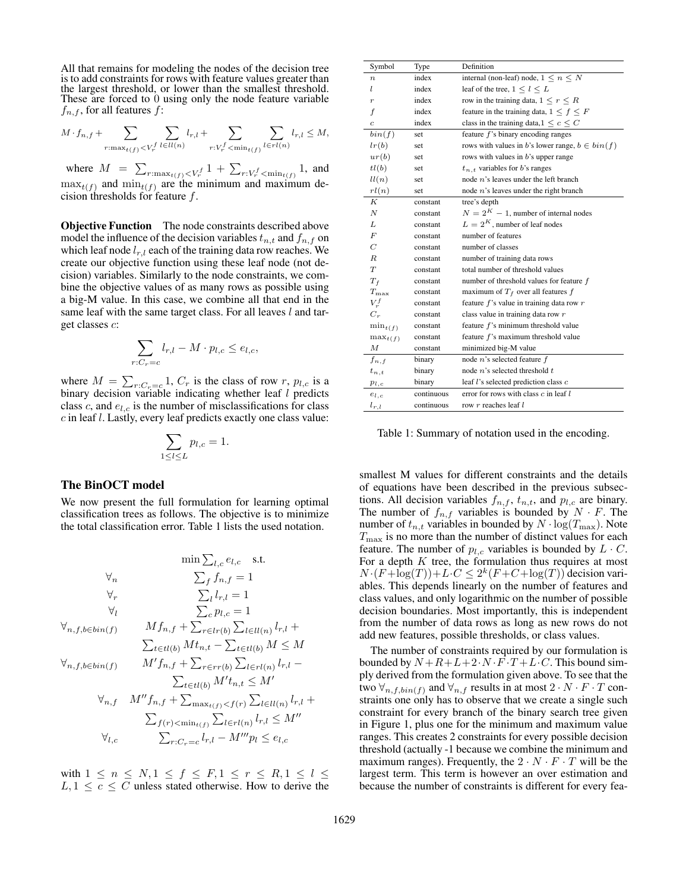All that remains for modeling the nodes of the decision tree is to add constraints for rows with feature values greater than the largest threshold, or lower than the smallest threshold. These are forced to 0 using only the node feature variable $f_{n,f}$, for all features $f$:

$$M \cdot f_{n,f} + \sum_{r:\max_{t(f)} < V_r^f} \sum_{l \in ll(n)} l_{r,l} + \sum_{r:V_r^f < \min_{t(f)}} \sum_{l \in rl(n)} l_{r,l} \leq M,$$

where $M = \sum_{r:\max_{t(f)} < V_r^f} 1 + \sum_{r:V_r^f < \min_{t(f)}} 1$, and $\max_{t(f)}$ and $\min_{t(f)}$ are the minimum and maximum decision thresholds for feature $f$.

**Objective Function** The node constraints described above model the influence of the decision variables $t_{n,t}$ and $f_{n,f}$ on which leaf node $l_{r,l}$ each of the training data row reaches. We create our objective function using these leaf node (not decision) variables. Similarly to the node constraints, we combine the objective values of as many rows as possible using a big-M value. In this case, we combine all that end in the same leaf with the same target class. For all leaves $l$ and target classes $c$:

$$\sum_{r:C_r = c} l_{r,l} - M \cdot p_{l,c} \leq e_{l,c},$$

where $M = \sum_{r:C_r=c} 1$, $C_r$ is the class of row $r$, $p_{l,c}$ is a binary decision variable indicating whether leaf $l$ predicts class $c$, and $e_{l,c}$ is the number of misclassifications for class $c$ in leaf $l$. Lastly, every leaf predicts exactly one class value:

$$\sum_{1 \leq l \leq L} p_{l,c} = 1.$$

## The BinOCT model

We now present the full formulation for learning optimal classification trees as follows. The objective is to minimize the total classification error. Table 1 lists the used notation.

$$\min \sum_{l,c} e_{l,c} \quad \text{s.t.}$$

$$\forall_n \qquad \sum_f f_{n,f} = 1$$

$$\forall_r \qquad \sum_l l_{r,l} = 1$$

$$\forall_l \qquad \sum_c p_{l,c} = 1$$

$$\forall_{n,f,b \in bin(f)} \qquad M f_{n,f} + \sum_{r \in lr(b)} \sum_{l \in ll(n)} l_{r,l} + \sum_{t \in tl(b)} M t_{n,t} - \sum_{t \in tl(b)} M \leq M$$

$$\forall_{n,f,b \in bin(f)} \qquad M' f_{n,f} + \sum_{r \in rr(b)} \sum_{l \in rl(n)} l_{r,l} - \sum_{t \in tl(b)} M' t_{n,t} \leq M'$$

$$\forall_{n,f} \qquad M'' f_{n,f} + \sum_{\max_{t(f)} < f(r)} \sum_{l \in ll(n)} l_{r,l} + \sum_{f(r) < \min_{t(f)}} \sum_{l \in rl(n)} l_{r,l} \leq M''$$

$$\forall_{l,c} \qquad \sum_{r:C_r = c} l_{r,l} - M''' p_l \leq e_{l,c}$$

with $1 \leq n \leq N, 1 \leq f \leq F, 1 \leq r \leq R, 1 \leq l \leq L, 1 \leq c \leq C$ unless stated otherwise. How to derive the smallest M values for different constraints and the details of equations have been described in the previous subsections. All decision variables $f_{n,f}$, $t_{n,t}$, and $p_{l,c}$ are binary. The number of $f_{n,f}$ variables is bounded by $N \cdot F$. The number of $t_{n,t}$ variables in bounded by $N \cdot \log(T_{\max})$. Note $T_{\max}$ is no more than the number of distinct values for each feature. The number of $p_{l,c}$ variables is bounded by $L \cdot C$. For a depth $K$ tree, the formulation thus requires at most $N \cdot (F + \log(T)) + L \cdot C \leq 2^k(F + C + \log(T))$ decision variables. This depends linearly on the number of features and class values, and only logarithmic on the number of possible decision boundaries. Most importantly, this is independent from the number of data rows as long as new rows do not add new features, possible thresholds, or class values.

The number of constraints required by our formulation is bounded by $N + R + L + 2 \cdot N \cdot F \cdot T + L \cdot C$. This bound simply derived from the formulation given above. To see that the two $\forall_{n,f,bin(f)}$ and $\forall_{n,f}$ results in at most $2 \cdot N \cdot F \cdot T$ constraints one only has to observe that we create a single such constraint for every branch of the binary search tree given in Figure 1, plus one for the minimum and maximum value ranges. This creates 2 constraints for every possible decision threshold (actually -1 because we combine the minimum and maximum ranges). Frequently, the $2 \cdot N \cdot F \cdot T$ will be the largest term. This term is however an over estimation and because the number of constraints is different for every fea-

| Symbol | Type | Definition |
|---|---|---|
| $n$ | index | internal (non-leaf) node, $1 \leq n \leq N$ |
| $l$ | index | leaf of the tree, $1 \leq l \leq L$ |
| $r$ | index | row in the training data, $1 \leq r \leq R$ |
| $f$ | index | feature in the training data, $1 \leq f \leq F$ |
| $c$ | index | class in the training data, $1 \leq c \leq C$ |
| $bin(f)$ | set | feature $f$'s binary encoding ranges |
| $lr(b)$ | set | rows with values in $b$'s lower range, $b \in bin(f)$ |
| $ur(b)$ | set | rows with values in $b$'s upper range |
| $tl(b)$ | set | $t_{n,t}$ variables for $b$'s ranges |
| $ll(n)$ | set | node $n$'s leaves under the left branch |
| $rl(n)$ | set | node $n$'s leaves under the right branch |
| $K$ | constant | tree's depth |
| $N$ | constant | $N = 2^K - 1$, number of internal nodes |
| $L$ | constant | $L = 2^K$, number of leaf nodes |
| $F$ | constant | number of features |
| $C$ | constant | number of classes |
| $R$ | constant | number of training data rows |
| $T$ | constant | total number of threshold values |
| $T_f$ | constant | number of threshold values for feature $f$ |
| $T_{\max}$ | constant | maximum of $T_f$ over all features $f$ |
| $V_r^f$ | constant | feature $f$'s value in training data row $r$ |
| $C_r$ | constant | class value in training data row $r$ |
| $\min_{t(f)}$ | constant | feature $f$'s minimum threshold value |
| $\max_{t(f)}$ | constant | feature $f$'s maximum threshold value |
| $M$ | constant | minimized big-M value |
| $f_{n,f}$ | binary | node $n$'s selected feature $f$ |
| $t_{n,t}$ | binary | node $n$'s selected threshold $t$ |
| $p_{l,c}$ | binary | leaf $l$'s selected prediction class $c$ |
| $e_{l,c}$ | continuous | error for rows with class $c$ in leaf $l$ |
| $l_{r,l}$ | continuous | row $r$ reaches leaf $l$ |

Table 1: Summary of notation used in the encoding.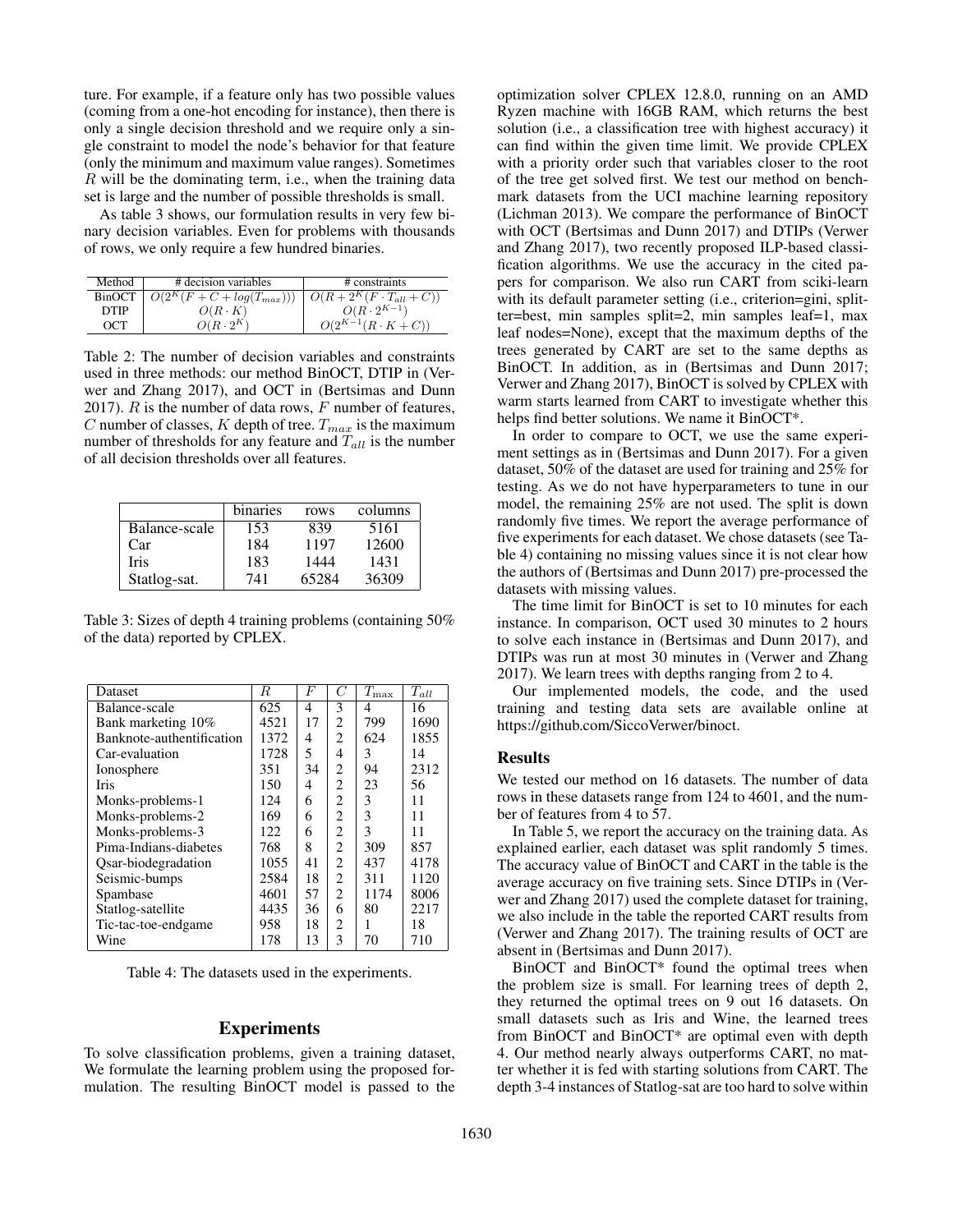ture. For example, if a feature only has two possible values (coming from a one-hot encoding for instance), then there is only a single decision threshold and we require only a single constraint to model the node's behavior for that feature (only the minimum and maximum value ranges). Sometimes $R$ will be the dominating term, i.e., when the training data set is large and the number of possible thresholds is small.

As table 3 shows, our formulation results in very few binary decision variables. Even for problems with thousands of rows, we only require a few hundred binaries.

| Method | # decision variables | # constraints |
|---|---|---|
| BinOCT | $O(2^K(F + C + log(T_{max})))$ | $O(R + 2^K(F \cdot T_{all} + C))$ |
| DTIP | $O(R \cdot K)$ | $O(R \cdot 2^{K-1})$ |
| OCT | $O(R \cdot 2^K)$ | $O(2^{K-1}(R \cdot K + C))$ |

Table 2: The number of decision variables and constraints used in three methods: our method BinOCT, DTIP in (Verwer and Zhang 2017), and OCT in (Bertsimas and Dunn 2017). $R$ is the number of data rows, $F$ number of features, $C$ number of classes, $K$ depth of tree. $T_{max}$ is the maximum number of thresholds for any feature and $T_{all}$ is the number of all decision thresholds over all features.

| | binaries | rows | columns |
|---|---|---|---|
| Balance-scale | 153 | 839 | 5161 |
| Car | 184 | 1197 | 12600 |
| Iris | 183 | 1444 | 1431 |
| Statlog-sat. | 741 | 65284 | 36309 |

Table 3: Sizes of depth 4 training problems (containing 50% of the data) reported by CPLEX.

| Dataset | $R$ | $F$ | $C$ | $T_{\max}$ | $T_{all}$ |
|---|---|---|---|---|---|
| Balance-scale | 625 | 4 | 3 | 4 | 16 |
| Bank marketing 10% | 4521 | 17 | 2 | 799 | 1690 |
| Banknote-authentification | 1372 | 4 | 2 | 624 | 1855 |
| Car-evaluation | 1728 | 5 | 4 | 3 | 14 |
| Ionosphere | 351 | 34 | 2 | 94 | 2312 |
| Iris | 150 | 4 | 2 | 23 | 56 |
| Monks-problems-1 | 124 | 6 | 2 | 3 | 11 |
| Monks-problems-2 | 169 | 6 | 2 | 3 | 11 |
| Monks-problems-3 | 122 | 6 | 2 | 3 | 11 |
| Pima-Indians-diabetes | 768 | 8 | 2 | 309 | 857 |
| Qsar-biodegradation | 1055 | 41 | 2 | 437 | 4178 |
| Seismic-bumps | 2584 | 18 | 2 | 311 | 1120 |
| Spambase | 4601 | 57 | 2 | 1174 | 8006 |
| Statlog-satellite | 4435 | 36 | 6 | 80 | 2217 |
| Tic-tac-toe-endgame | 958 | 18 | 2 | 1 | 18 |
| Wine | 178 | 13 | 3 | 70 | 710 |

Table 4: The datasets used in the experiments.

## Experiments

To solve classification problems, given a training dataset, We formulate the learning problem using the proposed formulation. The resulting BinOCT model is passed to the optimization solver CPLEX 12.8.0, running on an AMD Ryzen machine with 16GB RAM, which returns the best solution (i.e., a classification tree with highest accuracy) it can find within the given time limit. We provide CPLEX with a priority order such that variables closer to the root of the tree get solved first. We test our method on benchmark datasets from the UCI machine learning repository (Lichman 2013). We compare the performance of BinOCT with OCT (Bertsimas and Dunn 2017) and DTIPs (Verwer and Zhang 2017), two recently proposed ILP-based classification algorithms. We use the accuracy in the cited papers for comparison. We also run CART from sciki-learn with its default parameter setting (i.e., criterion=gini, splitter=best, min samples split=2, min samples leaf=1, max leaf nodes=None), except that the maximum depths of the trees generated by CART are set to the same depths as BinOCT. In addition, as in (Bertsimas and Dunn 2017; Verwer and Zhang 2017), BinOCT is solved by CPLEX with warm starts learned from CART to investigate whether this helps find better solutions. We name it BinOCT*.

In order to compare to OCT, we use the same experiment settings as in (Bertsimas and Dunn 2017). For a given dataset, 50% of the dataset are used for training and 25% for testing. As we do not have hyperparameters to tune in our model, the remaining 25% are not used. The split is down randomly five times. We report the average performance of five experiments for each dataset. We chose datasets (see Table 4) containing no missing values since it is not clear how the authors of (Bertsimas and Dunn 2017) pre-processed the datasets with missing values.

The time limit for BinOCT is set to 10 minutes for each instance. In comparison, OCT used 30 minutes to 2 hours to solve each instance in (Bertsimas and Dunn 2017), and DTIPs was run at most 30 minutes in (Verwer and Zhang 2017). We learn trees with depths ranging from 2 to 4.

Our implemented models, the code, and the used training and testing data sets are available online at https://github.com/SiccoVerwer/binoct.

### Results

We tested our method on 16 datasets. The number of data rows in these datasets range from 124 to 4601, and the number of features from 4 to 57.

In Table 5, we report the accuracy on the training data. As explained earlier, each dataset was split randomly 5 times. The accuracy value of BinOCT and CART in the table is the average accuracy on five training sets. Since DTIPs in (Verwer and Zhang 2017) used the complete dataset for training, we also include in the table the reported CART results from (Verwer and Zhang 2017). The training results of OCT are absent in (Bertsimas and Dunn 2017).

BinOCT and BinOCT* found the optimal trees when the problem size is small. For learning trees of depth 2, they returned the optimal trees on 9 out 16 datasets. On small datasets such as Iris and Wine, the learned trees from BinOCT and BinOCT* are optimal even with depth 4. Our method nearly always outperforms CART, no matter whether it is fed with starting solutions from CART. The depth 3-4 instances of Statlog-sat are too hard to solve within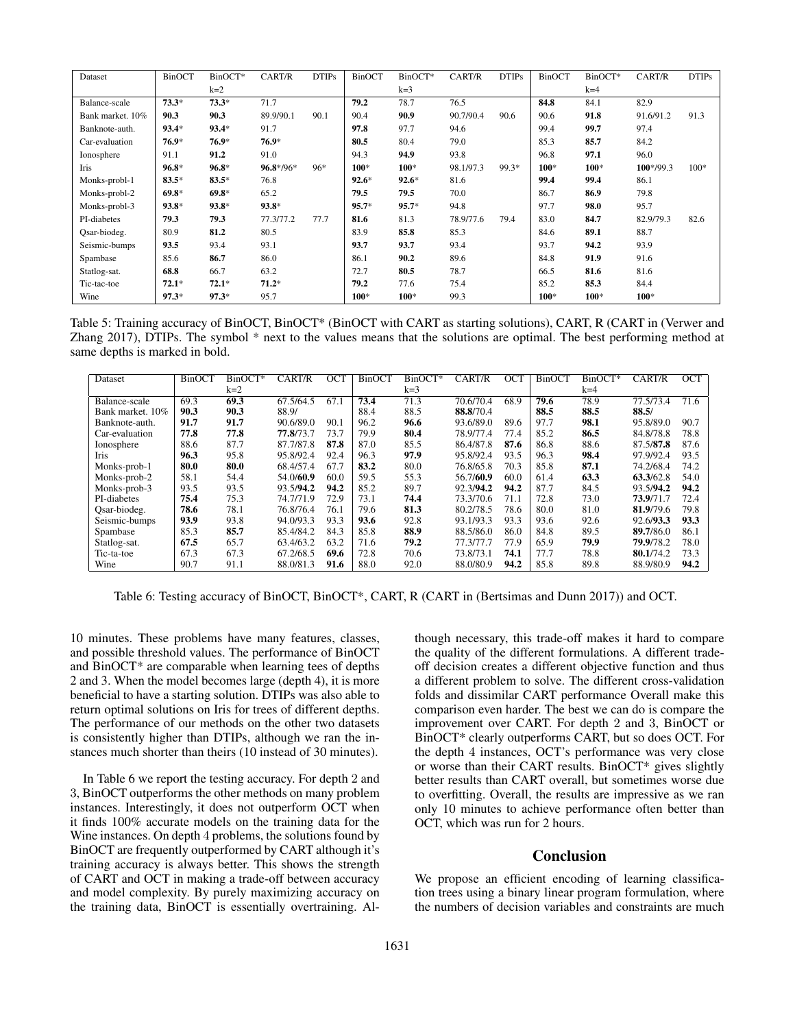| Dataset | BinOCT | BinOCT* | CART/R | DTIPs | BinOCT | BinOCT* | CART/R | DTIPs | BinOCT | BinOCT* | CART/R | DTIPs |
|---|---|---|---|---|---|---|---|---|---|---|---|---|
| | | k=2 | | | | k=3 | | | | k=4 | | |
| Balance-scale | **73.3*** | **73.3*** | 71.7 | | **79.2** | 78.7 | 76.5 | | **84.8** | 84.1 | 82.9 | |
| Bank market. 10% | **90.3** | **90.3** | 89.9/90.1 | 90.1 | 90.4 | **90.9** | 90.7/90.4 | 90.6 | 90.6 | **91.8** | 91.6/91.2 | 91.3 |
| Banknote-auth. | **93.4*** | **93.4*** | 91.7 | | **97.8** | 97.7 | 94.6 | | 99.4 | **99.7** | 97.4 | |
| Car-evaluation | **76.9*** | **76.9*** | **76.9*** | | **80.5** | 80.4 | 79.0 | | 85.3 | **85.7** | 84.2 | |
| Ionosphere | 91.1 | **91.2** | 91.0 | | 94.3 | **94.9** | 93.8 | | 96.8 | **97.1** | 96.0 | |
| Iris | **96.8*** | **96.8*** | **96.8***/96* | 96* | **100*** | **100*** | 98.1/97.3 | 99.3* | **100*** | **100*** | **100***/99.3 | 100* |
| Monks-probl-1 | **83.5*** | **83.5*** | 76.8 | | **92.6*** | **92.6*** | 81.6 | | **99.4** | **99.4** | 86.1 | |
| Monks-probl-2 | **69.8*** | **69.8*** | 65.2 | | **79.5** | **79.5** | 70.0 | | 86.7 | **86.9** | 79.8 | |
| Monks-probl-3 | **93.8*** | **93.8*** | **93.8*** | | **95.7*** | **95.7*** | 94.8 | | 97.7 | **98.0** | 95.7 | |
| PI-diabetes | **79.3** | **79.3** | 77.3/77.2 | 77.7 | **81.6** | 81.3 | 78.9/77.6 | 79.4 | 83.0 | **84.7** | 82.9/79.3 | 82.6 |
| Qsar-biodeg. | 80.9 | **81.2** | 80.5 | | 83.9 | **85.8** | 85.3 | | 84.6 | **89.1** | 88.7 | |
| Seismic-bumps | **93.5** | 93.4 | 93.1 | | **93.7** | **93.7** | 93.4 | | 93.7 | **94.2** | 93.9 | |
| Spambase | 85.6 | **86.7** | 86.0 | | 86.1 | **90.2** | 89.6 | | 84.8 | **91.9** | 91.6 | |
| Statlog-sat. | **68.8** | 66.7 | 63.2 | | 72.7 | **80.5** | 78.7 | | 66.5 | **81.6** | 81.6 | |
| Tic-tac-toe | **72.1*** | **72.1*** | **71.2*** | | **79.2** | 77.6 | 75.4 | | 85.2 | **85.3** | 84.4 | |
| Wine | **97.3*** | **97.3*** | 95.7 | | **100*** | **100*** | 99.3 | | **100*** | **100*** | **100*** | |

Table 5: Training accuracy of BinOCT, BinOCT* (BinOCT with CART as starting solutions), CART, R (CART in (Verwer and Zhang 2017), DTIPs. The symbol * next to the values means that the solutions are optimal. The best performing method at same depths is marked in bold.

| Dataset | BinOCT | BinOCT* | CART/R | OCT | BinOCT | BinOCT* | CART/R | OCT | BinOCT | BinOCT* | CART/R | OCT |
|---|---|---|---|---|---|---|---|---|---|---|---|---|
| | | k=2 | | | | k=3 | | | | k=4 | | |
| Balance-scale | 69.3 | **69.3** | 67.5/64.5 | 67.1 | **73.4** | 71.3 | 70.6/70.4 | 68.9 | **79.6** | 78.9 | 77.5/73.4 | 71.6 |
| Bank market. 10% | **90.3** | **90.3** | 88.9/ | | 88.4 | 88.5 | **88.8**/70.4 | | **88.5** | **88.5** | **88.5**/ | |
| Banknote-auth. | **91.7** | **91.7** | 90.6/89.0 | 90.1 | 96.2 | **96.6** | 93.6/89.0 | 89.6 | 97.7 | **98.1** | 95.8/89.0 | 90.7 |
| Car-evaluation | **77.8** | **77.8** | **77.8**/73.7 | 73.7 | 79.9 | **80.4** | 78.9/77.4 | 77.4 | 85.2 | **86.5** | 84.8/78.8 | 78.8 |
| Ionosphere | 88.6 | 87.7 | 87.7/87.8 | **87.8** | 87.0 | 85.5 | 86.4/87.8 | **87.6** | 86.8 | 88.6 | 87.5/**87.8** | 87.6 |
| Iris | **96.3** | 95.8 | 95.8/92.4 | 92.4 | 96.3 | **97.9** | 95.8/92.4 | 93.5 | 96.3 | **98.4** | 97.9/92.4 | 93.5 |
| Monks-prob-1 | **80.0** | **80.0** | 68.4/57.4 | 67.7 | **83.2** | 80.0 | 76.8/65.8 | 70.3 | 85.8 | **87.1** | 74.2/68.4 | 74.2 |
| Monks-prob-2 | 58.1 | 54.4 | 54.0/**60.9** | 60.0 | 59.5 | 55.3 | 56.7/**60.9** | 60.0 | 61.4 | **63.3** | **63.3**/62.8 | 54.0 |
| Monks-prob-3 | 93.5 | 93.5 | 93.5/**94.2** | **94.2** | 85.2 | 89.7 | 92.3/**94.2** | **94.2** | 87.7 | 84.5 | 93.5/**94.2** | **94.2** |
| PI-diabetes | **75.4** | 75.3 | 74.7/71.9 | 72.9 | 73.1 | **74.4** | 73.3/70.6 | 71.1 | 72.8 | 73.0 | **73.9**/71.7 | 72.4 |
| Qsar-biodeg. | **78.6** | 78.1 | 76.8/76.4 | 76.1 | 79.6 | **81.3** | 80.2/78.5 | 78.6 | 80.0 | 81.0 | **81.9**/79.6 | 79.8 |
| Seismic-bumps | **93.9** | 93.8 | 94.0/93.3 | 93.3 | **93.6** | 92.8 | 93.1/93.3 | 93.3 | 93.6 | 92.6 | 92.6/**93.3** | **93.3** |
| Spambase | 85.3 | **85.7** | 85.4/84.2 | 84.3 | 85.8 | **88.9** | 88.5/86.0 | 86.0 | 84.8 | 89.5 | **89.7**/86.0 | 86.1 |
| Statlog-sat. | **67.5** | 65.7 | 63.4/63.2 | 63.2 | 71.6 | **79.2** | 77.3/77.7 | 77.9 | 65.9 | **79.9** | **79.9**/78.2 | 78.0 |
| Tic-ta-toe | 67.3 | 67.3 | 67.2/68.5 | **69.6** | 72.8 | 70.6 | 73.8/73.1 | **74.1** | 77.7 | 78.8 | **80.1**/74.2 | 73.3 |
| Wine | 90.7 | 91.1 | 88.0/81.3 | **91.6** | 88.0 | 92.0 | 88.0/80.9 | **94.2** | 85.8 | 89.8 | 88.9/80.9 | **94.2** |

Table 6: Testing accuracy of BinOCT, BinOCT*, CART, R (CART in (Bertsimas and Dunn 2017)) and OCT.

10 minutes. These problems have many features, classes, and possible threshold values. The performance of BinOCT and BinOCT* are comparable when learning tees of depths 2 and 3. When the model becomes large (depth 4), it is more beneficial to have a starting solution. DTIPs was also able to return optimal solutions on Iris for trees of different depths. The performance of our methods on the other two datasets is consistently higher than DTIPs, although we ran the instances much shorter than theirs (10 instead of 30 minutes).

In Table 6 we report the testing accuracy. For depth 2 and 3, BinOCT outperforms the other methods on many problem instances. Interestingly, it does not outperform OCT when it finds 100% accurate models on the training data for the Wine instances. On depth 4 problems, the solutions found by BinOCT are frequently outperformed by CART although it's training accuracy is always better. This shows the strength of CART and OCT in making a trade-off between accuracy and model complexity. By purely maximizing accuracy on the training data, BinOCT is essentially overtraining. Although necessary, this trade-off makes it hard to compare the quality of the different formulations. A different trade-off decision creates a different objective function and thus a different problem to solve. The different cross-validation folds and dissimilar CART performance Overall make this comparison even harder. The best we can do is compare the improvement over CART. For depth 2 and 3, BinOCT or BinOCT* clearly outperforms CART, but so does OCT. For the depth 4 instances, OCT's performance was very close or worse than their CART results. BinOCT* gives slightly better results than CART overall, but sometimes worse due to overfitting. Overall, the results are impressive as we ran only 10 minutes to achieve performance often better than OCT, which was run for 2 hours.

## Conclusion

We propose an efficient encoding of learning classification trees using a binary linear program formulation, where the numbers of decision variables and constraints are much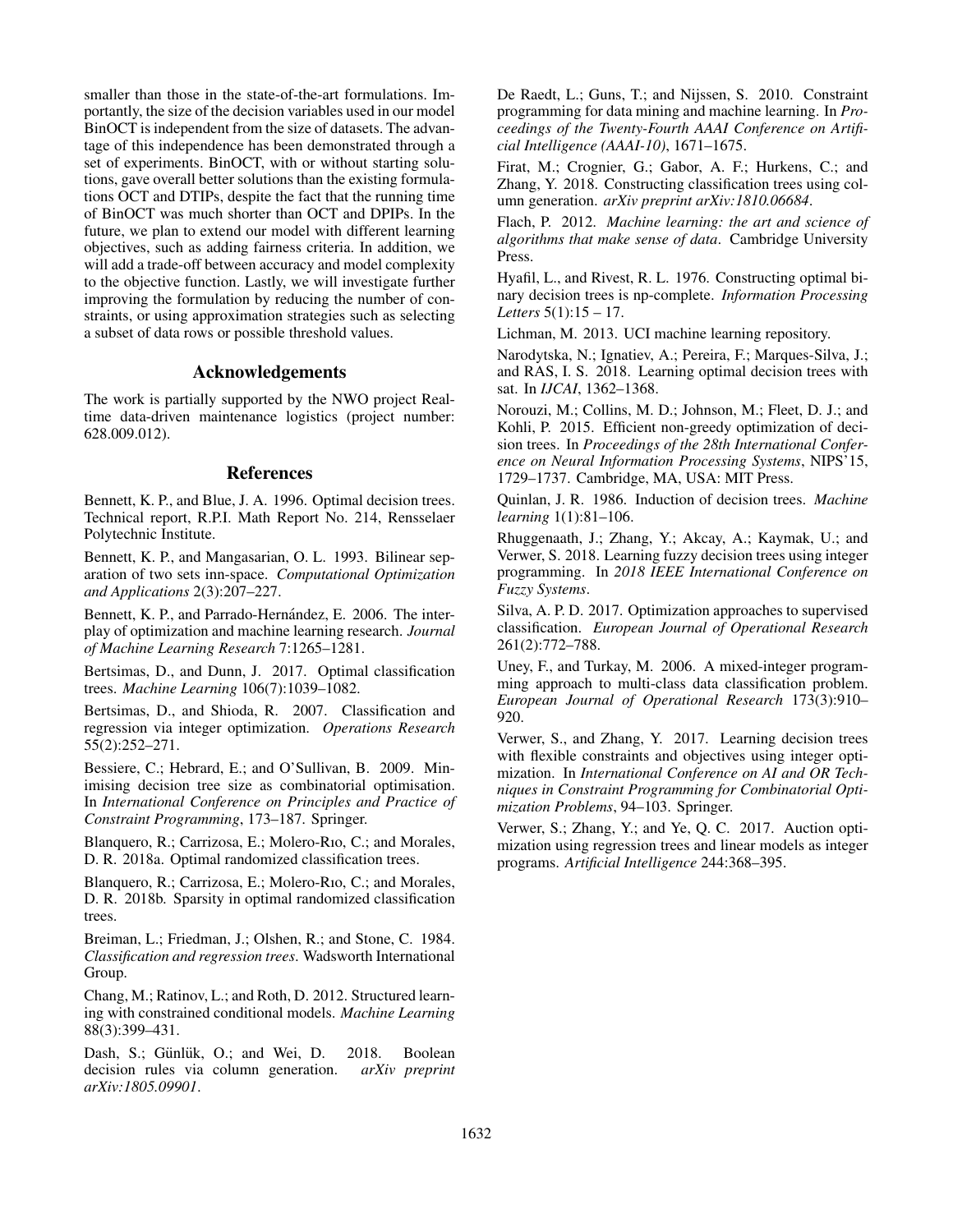smaller than those in the state-of-the-art formulations. Importantly, the size of the decision variables used in our model BinOCT is independent from the size of datasets. The advantage of this independence has been demonstrated through a set of experiments. BinOCT, with or without starting solutions, gave overall better solutions than the existing formulations OCT and DTIPs, despite the fact that the running time of BinOCT was much shorter than OCT and DPIPs. In the future, we plan to extend our model with different learning objectives, such as adding fairness criteria. In addition, we will add a trade-off between accuracy and model complexity to the objective function. Lastly, we will investigate further improving the formulation by reducing the number of constraints, or using approximation strategies such as selecting a subset of data rows or possible threshold values.

## Acknowledgements

The work is partially supported by the NWO project Realtime data-driven maintenance logistics (project number: 628.009.012).

## References

Bennett, K. P., and Blue, J. A. 1996. Optimal decision trees. Technical report, R.P.I. Math Report No. 214, Rensselaer Polytechnic Institute.

Bennett, K. P., and Mangasarian, O. L. 1993. Bilinear separation of two sets inn-space. *Computational Optimization and Applications* 2(3):207–227.

Bennett, K. P., and Parrado-Hernández, E. 2006. The interplay of optimization and machine learning research. *Journal of Machine Learning Research* 7:1265–1281.

Bertsimas, D., and Dunn, J. 2017. Optimal classification trees. *Machine Learning* 106(7):1039–1082.

Bertsimas, D., and Shioda, R. 2007. Classification and regression via integer optimization. *Operations Research* 55(2):252–271.

Bessiere, C.; Hebrard, E.; and O'Sullivan, B. 2009. Minimising decision tree size as combinatorial optimisation. In *International Conference on Principles and Practice of Constraint Programming*, 173–187. Springer.

Blanquero, R.; Carrizosa, E.; Molero-Rıo, C.; and Morales, D. R. 2018a. Optimal randomized classification trees.

Blanquero, R.; Carrizosa, E.; Molero-Rıo, C.; and Morales, D. R. 2018b. Sparsity in optimal randomized classification trees.

Breiman, L.; Friedman, J.; Olshen, R.; and Stone, C. 1984. *Classification and regression trees*. Wadsworth International Group.

Chang, M.; Ratinov, L.; and Roth, D. 2012. Structured learning with constrained conditional models. *Machine Learning* 88(3):399–431.

Dash, S.; Günlük, O.; and Wei, D. 2018. Boolean decision rules via column generation. *arXiv preprint arXiv:1805.09901*.

De Raedt, L.; Guns, T.; and Nijssen, S. 2010. Constraint programming for data mining and machine learning. In *Proceedings of the Twenty-Fourth AAAI Conference on Artificial Intelligence (AAAI-10)*, 1671–1675.

Firat, M.; Crognier, G.; Gabor, A. F.; Hurkens, C.; and Zhang, Y. 2018. Constructing classification trees using column generation. *arXiv preprint arXiv:1810.06684*.

Flach, P. 2012. *Machine learning: the art and science of algorithms that make sense of data*. Cambridge University Press.

Hyafil, L., and Rivest, R. L. 1976. Constructing optimal binary decision trees is np-complete. *Information Processing Letters* 5(1):15 – 17.

Lichman, M. 2013. UCI machine learning repository.

Narodytska, N.; Ignatiev, A.; Pereira, F.; Marques-Silva, J.; and RAS, I. S. 2018. Learning optimal decision trees with sat. In *IJCAI*, 1362–1368.

Norouzi, M.; Collins, M. D.; Johnson, M.; Fleet, D. J.; and Kohli, P. 2015. Efficient non-greedy optimization of decision trees. In *Proceedings of the 28th International Conference on Neural Information Processing Systems*, NIPS'15, 1729–1737. Cambridge, MA, USA: MIT Press.

Quinlan, J. R. 1986. Induction of decision trees. *Machine learning* 1(1):81–106.

Rhuggenaath, J.; Zhang, Y.; Akcay, A.; Kaymak, U.; and Verwer, S. 2018. Learning fuzzy decision trees using integer programming. In *2018 IEEE International Conference on Fuzzy Systems*.

Silva, A. P. D. 2017. Optimization approaches to supervised classification. *European Journal of Operational Research* 261(2):772–788.

Uney, F., and Turkay, M. 2006. A mixed-integer programming approach to multi-class data classification problem. *European Journal of Operational Research* 173(3):910–920.

Verwer, S., and Zhang, Y. 2017. Learning decision trees with flexible constraints and objectives using integer optimization. In *International Conference on AI and OR Techniques in Constraint Programming for Combinatorial Optimization Problems*, 94–103. Springer.

Verwer, S.; Zhang, Y.; and Ye, Q. C. 2017. Auction optimization using regression trees and linear models as integer programs. *Artificial Intelligence* 244:368–395.